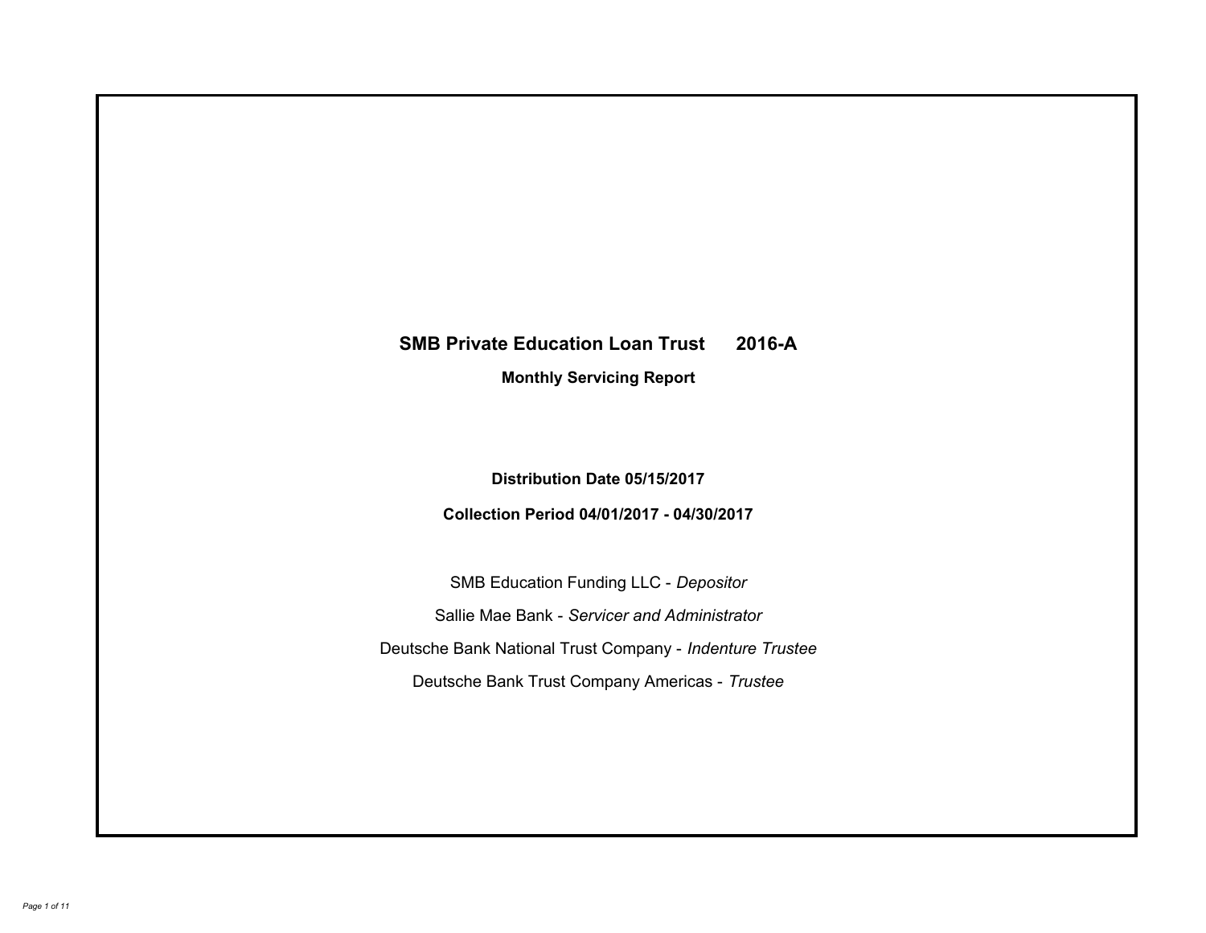# SMB Private Education Loan Trust 2016-A

## Monthly Servicing Report

**Distribution Date 05/15/2017**

**Collection Period 04/01/2017 - 04/30/2017**

SMB Education Funding LLC - *Depositor*

Sallie Mae Bank - *Servicer and Administrator*

Deutsche Bank National Trust Company - *Indenture Trustee*

Deutsche Bank Trust Company Americas - *Trustee*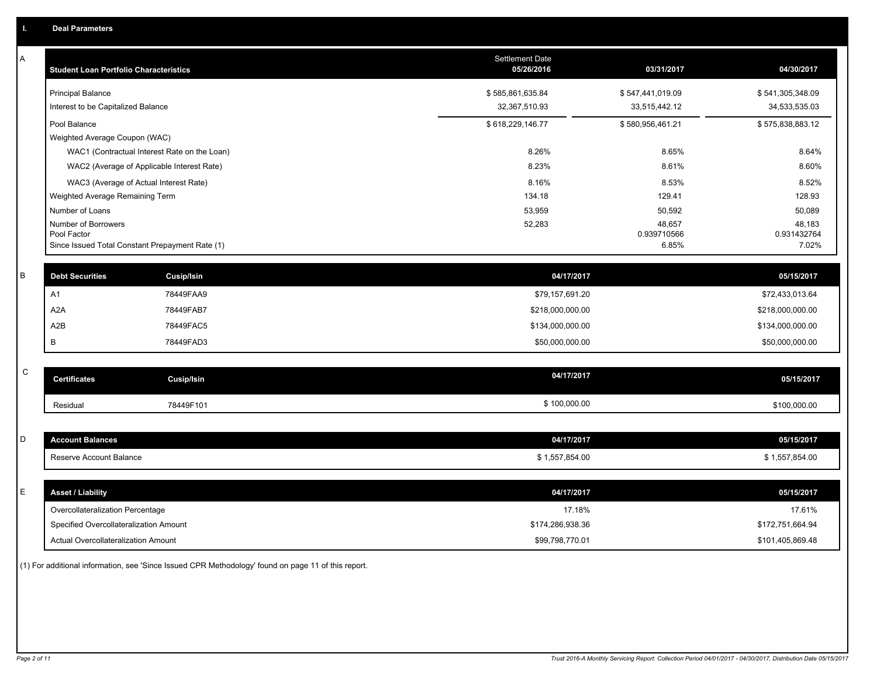# I. Deal Parameters

## A

| Student Loan Portfolio Characteristics | Settlement Date 05/26/2016 | 03/31/2017 | 04/30/2017 |
|---|---|---|---|
| Principal Balance | $ 585,861,635.84 | $ 547,441,019.09 | $ 541,305,348.09 |
| Interest to be Capitalized Balance | 32,367,510.93 | 33,515,442.12 | 34,533,535.03 |
| Pool Balance | $ 618,229,146.77 | $ 580,956,461.21 | $ 575,838,883.12 |
| Weighted Average Coupon (WAC) | | | |
| WAC1 (Contractual Interest Rate on the Loan) | 8.26% | 8.65% | 8.64% |
| WAC2 (Average of Applicable Interest Rate) | 8.23% | 8.61% | 8.60% |
| WAC3 (Average of Actual Interest Rate) | 8.16% | 8.53% | 8.52% |
| Weighted Average Remaining Term | 134.18 | 129.41 | 128.93 |
| Number of Loans | 53,959 | 50,592 | 50,089 |
| Number of Borrowers | 52,283 | 48,657 | 48,183 |
| Pool Factor | | 0.939710566 | 0.931432764 |
| Since Issued Total Constant Prepayment Rate (1) | | 6.85% | 7.02% |

## B

| Debt Securities | Cusip/Isin | 04/17/2017 | 05/15/2017 |
|---|---|---|---|
| A1 | 78449FAA9 | $79,157,691.20 | $72,433,013.64 |
| A2A | 78449FAB7 | $218,000,000.00 | $218,000,000.00 |
| A2B | 78449FAC5 | $134,000,000.00 | $134,000,000.00 |
| B | 78449FAD3 | $50,000,000.00 | $50,000,000.00 |

## C

| Certificates | Cusip/Isin | 04/17/2017 | 05/15/2017 |
|---|---|---|---|
| Residual | 78449F101 | $ 100,000.00 | $100,000.00 |

## D

| Account Balances | 04/17/2017 | 05/15/2017 |
|---|---|---|
| Reserve Account Balance | $ 1,557,854.00 | $ 1,557,854.00 |

## E

| Asset / Liability | 04/17/2017 | 05/15/2017 |
|---|---|---|
| Overcollateralization Percentage | 17.18% | 17.61% |
| Specified Overcollateralization Amount | $174,286,938.36 | $172,751,664.94 |
| Actual Overcollateralization Amount | $99,798,770.01 | $101,405,869.48 |

(1) For additional information, see 'Since Issued CPR Methodology' found on page 11 of this report.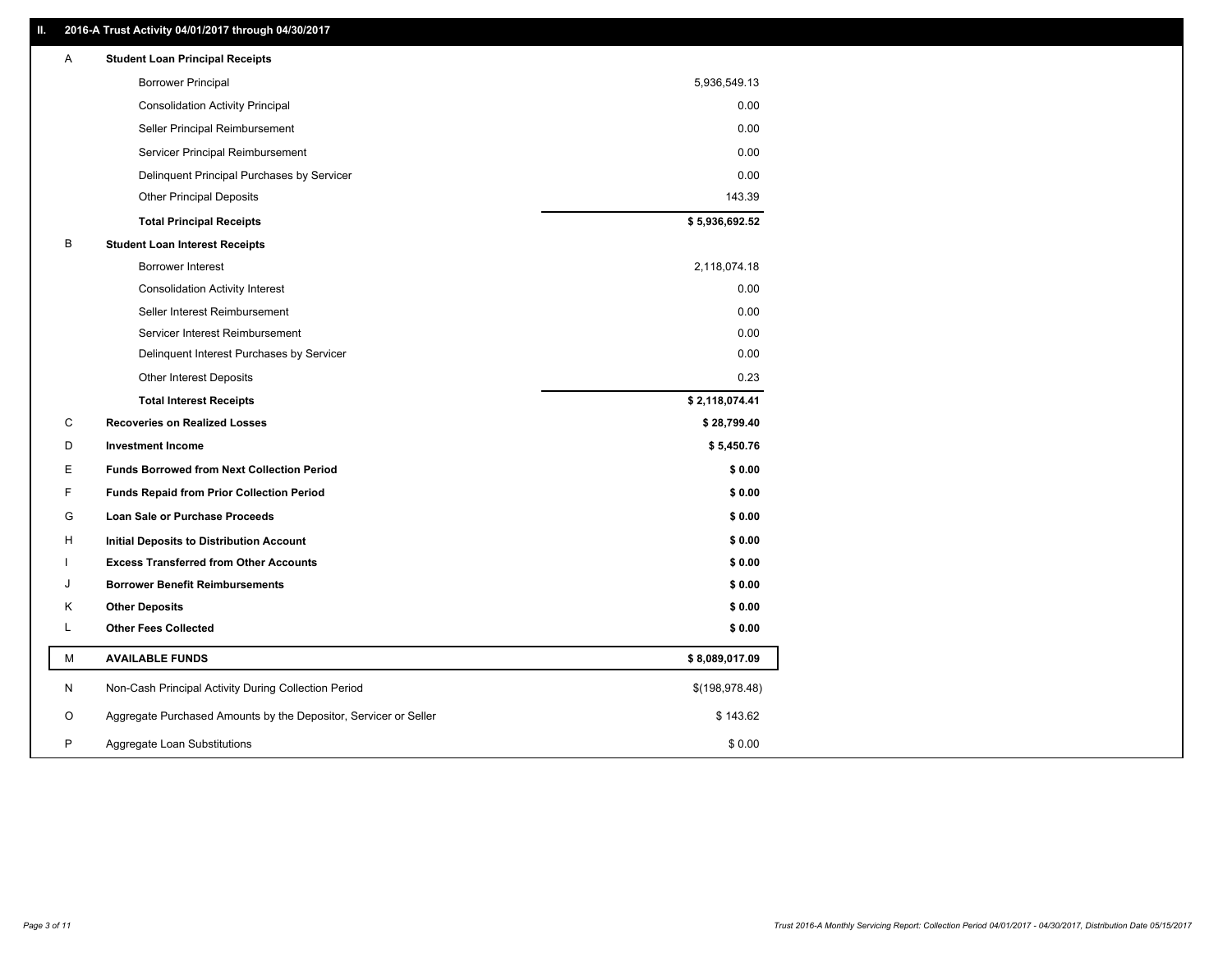## II. 2016-A Trust Activity 04/01/2017 through 04/30/2017

| | | |
|---|---|---|
| A | **Student Loan Principal Receipts** | |
| | Borrower Principal | 5,936,549.13 |
| | Consolidation Activity Principal | 0.00 |
| | Seller Principal Reimbursement | 0.00 |
| | Servicer Principal Reimbursement | 0.00 |
| | Delinquent Principal Purchases by Servicer | 0.00 |
| | Other Principal Deposits | 143.39 |
| | **Total Principal Receipts** | **$ 5,936,692.52** |
| B | **Student Loan Interest Receipts** | |
| | Borrower Interest | 2,118,074.18 |
| | Consolidation Activity Interest | 0.00 |
| | Seller Interest Reimbursement | 0.00 |
| | Servicer Interest Reimbursement | 0.00 |
| | Delinquent Interest Purchases by Servicer | 0.00 |
| | Other Interest Deposits | 0.23 |
| | **Total Interest Receipts** | **$ 2,118,074.41** |
| C | **Recoveries on Realized Losses** | **$ 28,799.40** |
| D | **Investment Income** | **$ 5,450.76** |
| E | **Funds Borrowed from Next Collection Period** | **$ 0.00** |
| F | **Funds Repaid from Prior Collection Period** | **$ 0.00** |
| G | **Loan Sale or Purchase Proceeds** | **$ 0.00** |
| H | **Initial Deposits to Distribution Account** | **$ 0.00** |
| I | **Excess Transferred from Other Accounts** | **$ 0.00** |
| J | **Borrower Benefit Reimbursements** | **$ 0.00** |
| K | **Other Deposits** | **$ 0.00** |
| L | **Other Fees Collected** | **$ 0.00** |
| M | **AVAILABLE FUNDS** | **$ 8,089,017.09** |
| N | Non-Cash Principal Activity During Collection Period | $(198,978.48) |
| O | Aggregate Purchased Amounts by the Depositor, Servicer or Seller | $ 143.62 |
| P | Aggregate Loan Substitutions | $ 0.00 |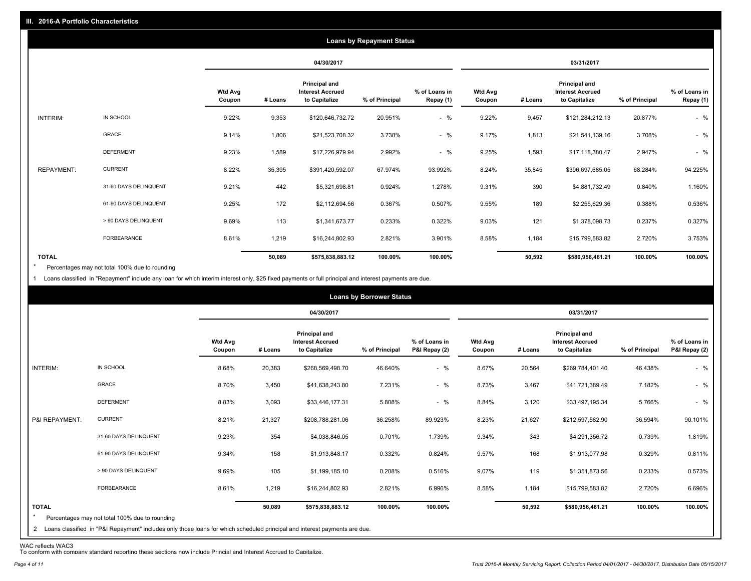## III. 2016-A Portfolio Characteristics

### Loans by Repayment Status

| | | 04/30/2017 | | | | | 03/31/2017 | | | | |
|---|---|---|---|---|---|---|---|---|---|---|---|
| | | Wtd Avg Coupon | # Loans | Principal and Interest Accrued to Capitalize | % of Principal | % of Loans in Repay (1) | Wtd Avg Coupon | # Loans | Principal and Interest Accrued to Capitalize | % of Principal | % of Loans in Repay (1) |
| INTERIM: | IN SCHOOL | 9.22% | 9,353 | $120,646,732.72 | 20.951% | - % | 9.22% | 9,457 | $121,284,212.13 | 20.877% | - % |
| | GRACE | 9.14% | 1,806 | $21,523,708.32 | 3.738% | - % | 9.17% | 1,813 | $21,541,139.16 | 3.708% | - % |
| | DEFERMENT | 9.23% | 1,589 | $17,226,979.94 | 2.992% | - % | 9.25% | 1,593 | $17,118,380.47 | 2.947% | - % |
| REPAYMENT: | CURRENT | 8.22% | 35,395 | $391,420,592.07 | 67.974% | 93.992% | 8.24% | 35,845 | $396,697,685.05 | 68.284% | 94.225% |
| | 31-60 DAYS DELINQUENT | 9.21% | 442 | $5,321,698.81 | 0.924% | 1.278% | 9.31% | 390 | $4,881,732.49 | 0.840% | 1.160% |
| | 61-90 DAYS DELINQUENT | 9.25% | 172 | $2,112,694.56 | 0.367% | 0.507% | 9.55% | 189 | $2,255,629.36 | 0.388% | 0.536% |
| | > 90 DAYS DELINQUENT | 9.69% | 113 | $1,341,673.77 | 0.233% | 0.322% | 9.03% | 121 | $1,378,098.73 | 0.237% | 0.327% |
| | FORBEARANCE | 8.61% | 1,219 | $16,244,802.93 | 2.821% | 3.901% | 8.58% | 1,184 | $15,799,583.82 | 2.720% | 3.753% |
| TOTAL | | | 50,089 | $575,838,883.12 | 100.00% | 100.00% | | 50,592 | $580,956,461.21 | 100.00% | 100.00% |

\* Percentages may not total 100% due to rounding

1 Loans classified in "Repayment" include any loan for which interim interest only, $25 fixed payments or full principal and interest payments are due.

### Loans by Borrower Status

| | | 04/30/2017 | | | | | 03/31/2017 | | | | |
|---|---|---|---|---|---|---|---|---|---|---|---|
| | | Wtd Avg Coupon | # Loans | Principal and Interest Accrued to Capitalize | % of Principal | % of Loans in P&I Repay (2) | Wtd Avg Coupon | # Loans | Principal and Interest Accrued to Capitalize | % of Principal | % of Loans in P&I Repay (2) |
| INTERIM: | IN SCHOOL | 8.68% | 20,383 | $268,569,498.70 | 46.640% | - % | 8.67% | 20,564 | $269,784,401.40 | 46.438% | - % |
| | GRACE | 8.70% | 3,450 | $41,638,243.80 | 7.231% | - % | 8.73% | 3,467 | $41,721,389.49 | 7.182% | - % |
| | DEFERMENT | 8.83% | 3,093 | $33,446,177.31 | 5.808% | - % | 8.84% | 3,120 | $33,497,195.34 | 5.766% | - % |
| P&I REPAYMENT: | CURRENT | 8.21% | 21,327 | $208,788,281.06 | 36.258% | 89.923% | 8.23% | 21,627 | $212,597,582.90 | 36.594% | 90.101% |
| | 31-60 DAYS DELINQUENT | 9.23% | 354 | $4,038,846.05 | 0.701% | 1.739% | 9.34% | 343 | $4,291,356.72 | 0.739% | 1.819% |
| | 61-90 DAYS DELINQUENT | 9.34% | 158 | $1,913,848.17 | 0.332% | 0.824% | 9.57% | 168 | $1,913,077.98 | 0.329% | 0.811% |
| | > 90 DAYS DELINQUENT | 9.69% | 105 | $1,199,185.10 | 0.208% | 0.516% | 9.07% | 119 | $1,351,873.56 | 0.233% | 0.573% |
| | FORBEARANCE | 8.61% | 1,219 | $16,244,802.93 | 2.821% | 6.996% | 8.58% | 1,184 | $15,799,583.82 | 2.720% | 6.696% |
| TOTAL | | | 50,089 | $575,838,883.12 | 100.00% | 100.00% | | 50,592 | $580,956,461.21 | 100.00% | 100.00% |

\* Percentages may not total 100% due to rounding

2 Loans classified in "P&I Repayment" includes only those loans for which scheduled principal and interest payments are due.

WAC reflects WAC3

To conform with company standard reporting these sections now include Princial and Interest Accrued to Capitalize.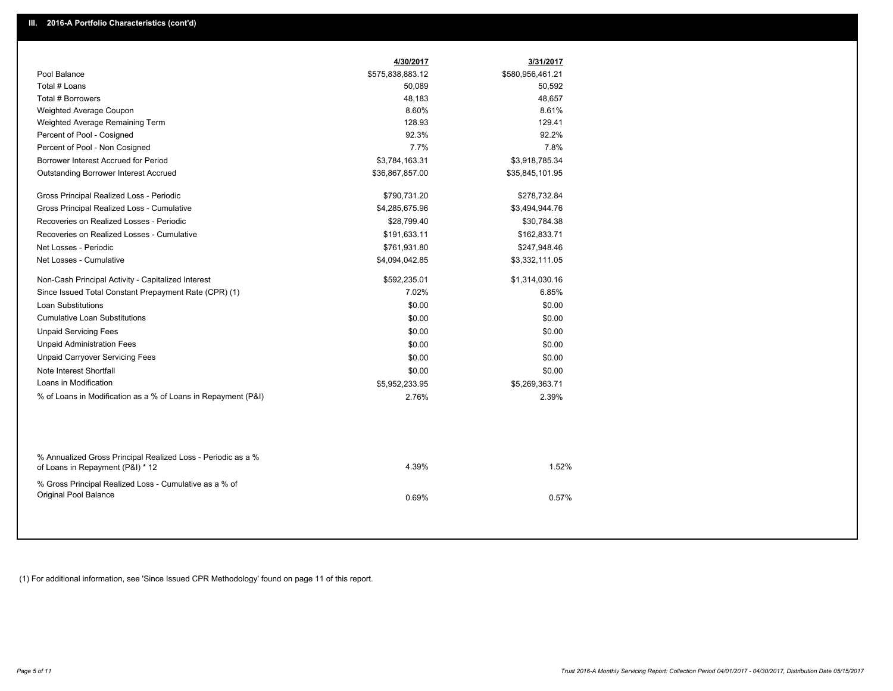## III. 2016-A Portfolio Characteristics (cont'd)

| | 4/30/2017 | 3/31/2017 |
|---|---|---|
| Pool Balance | $575,838,883.12 | $580,956,461.21 |
| Total # Loans | 50,089 | 50,592 |
| Total # Borrowers | 48,183 | 48,657 |
| Weighted Average Coupon | 8.60% | 8.61% |
| Weighted Average Remaining Term | 128.93 | 129.41 |
| Percent of Pool - Cosigned | 92.3% | 92.2% |
| Percent of Pool - Non Cosigned | 7.7% | 7.8% |
| Borrower Interest Accrued for Period | $3,784,163.31 | $3,918,785.34 |
| Outstanding Borrower Interest Accrued | $36,867,857.00 | $35,845,101.95 |
| Gross Principal Realized Loss - Periodic | $790,731.20 | $278,732.84 |
| Gross Principal Realized Loss - Cumulative | $4,285,675.96 | $3,494,944.76 |
| Recoveries on Realized Losses - Periodic | $28,799.40 | $30,784.38 |
| Recoveries on Realized Losses - Cumulative | $191,633.11 | $162,833.71 |
| Net Losses - Periodic | $761,931.80 | $247,948.46 |
| Net Losses - Cumulative | $4,094,042.85 | $3,332,111.05 |
| Non-Cash Principal Activity - Capitalized Interest | $592,235.01 | $1,314,030.16 |
| Since Issued Total Constant Prepayment Rate (CPR) (1) | 7.02% | 6.85% |
| Loan Substitutions | $0.00 | $0.00 |
| Cumulative Loan Substitutions | $0.00 | $0.00 |
| Unpaid Servicing Fees | $0.00 | $0.00 |
| Unpaid Administration Fees | $0.00 | $0.00 |
| Unpaid Carryover Servicing Fees | $0.00 | $0.00 |
| Note Interest Shortfall | $0.00 | $0.00 |
| Loans in Modification | $5,952,233.95 | $5,269,363.71 |
| % of Loans in Modification as a % of Loans in Repayment (P&I) | 2.76% | 2.39% |
| % Annualized Gross Principal Realized Loss - Periodic as a % of Loans in Repayment (P&I) * 12 | 4.39% | 1.52% |
| % Gross Principal Realized Loss - Cumulative as a % of Original Pool Balance | 0.69% | 0.57% |

(1) For additional information, see 'Since Issued CPR Methodology' found on page 11 of this report.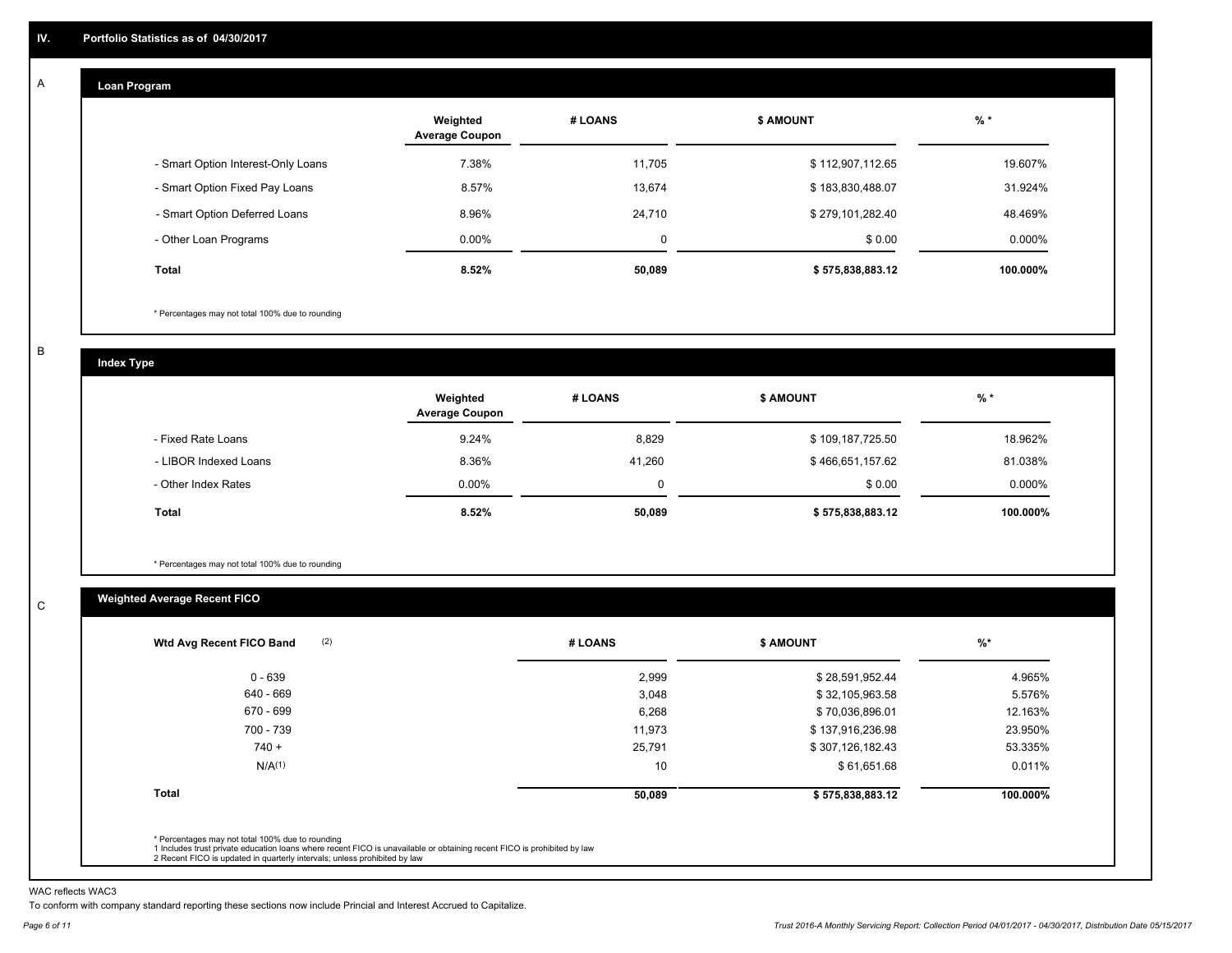## IV. Portfolio Statistics as of 04/30/2017

### A Loan Program

| | Weighted Average Coupon | # LOANS | $ AMOUNT | % * |
|---|---|---|---|---|
| - Smart Option Interest-Only Loans | 7.38% | 11,705 | $ 112,907,112.65 | 19.607% |
| - Smart Option Fixed Pay Loans | 8.57% | 13,674 | $ 183,830,488.07 | 31.924% |
| - Smart Option Deferred Loans | 8.96% | 24,710 | $ 279,101,282.40 | 48.469% |
| - Other Loan Programs | 0.00% | 0 | $ 0.00 | 0.000% |
| **Total** | **8.52%** | **50,089** | **$ 575,838,883.12** | **100.000%** |

* Percentages may not total 100% due to rounding

### B Index Type

| | Weighted Average Coupon | # LOANS | $ AMOUNT | % * |
|---|---|---|---|---|
| - Fixed Rate Loans | 9.24% | 8,829 | $ 109,187,725.50 | 18.962% |
| - LIBOR Indexed Loans | 8.36% | 41,260 | $ 466,651,157.62 | 81.038% |
| - Other Index Rates | 0.00% | 0 | $ 0.00 | 0.000% |
| **Total** | **8.52%** | **50,089** | **$ 575,838,883.12** | **100.000%** |

* Percentages may not total 100% due to rounding

### C Weighted Average Recent FICO

| Wtd Avg Recent FICO Band (2) | # LOANS | $ AMOUNT | %* |
|---|---|---|---|
| 0 - 639 | 2,999 | $ 28,591,952.44 | 4.965% |
| 640 - 669 | 3,048 | $ 32,105,963.58 | 5.576% |
| 670 - 699 | 6,268 | $ 70,036,896.01 | 12.163% |
| 700 - 739 | 11,973 | $ 137,916,236.98 | 23.950% |
| 740 + | 25,791 | $ 307,126,182.43 | 53.335% |
| N/A(1) | 10 | $ 61,651.68 | 0.011% |
| **Total** | **50,089** | **$ 575,838,883.12** | **100.000%** |

* Percentages may not total 100% due to rounding
1 Includes trust private education loans where recent FICO is unavailable or obtaining recent FICO is prohibited by law
2 Recent FICO is updated in quarterly intervals; unless prohibited by law

WAC reflects WAC3

To conform with company standard reporting these sections now include Princial and Interest Accrued to Capitalize.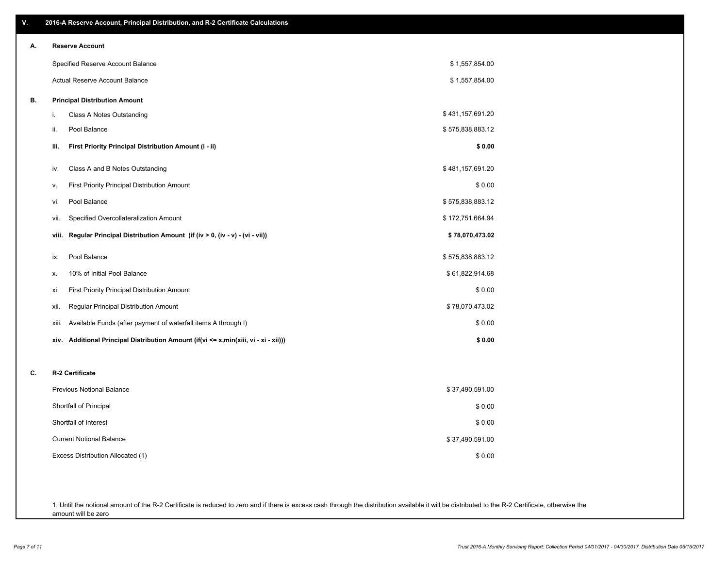## V. 2016-A Reserve Account, Principal Distribution, and R-2 Certificate Calculations

### A. Reserve Account

| | |
|---|---|
| Specified Reserve Account Balance | $ 1,557,854.00 |
| Actual Reserve Account Balance | $ 1,557,854.00 |

### B. Principal Distribution Amount

| | | |
|---|---|---|
| i. | Class A Notes Outstanding | $ 431,157,691.20 |
| ii. | Pool Balance | $ 575,838,883.12 |
| **iii.** | **First Priority Principal Distribution Amount (i - ii)** | **$ 0.00** |
| iv. | Class A and B Notes Outstanding | $ 481,157,691.20 |
| v. | First Priority Principal Distribution Amount | $ 0.00 |
| vi. | Pool Balance | $ 575,838,883.12 |
| vii. | Specified Overcollateralization Amount | $ 172,751,664.94 |
| **viii.** | **Regular Principal Distribution Amount (if (iv > 0, (iv - v) - (vi - vii))** | **$ 78,070,473.02** |
| ix. | Pool Balance | $ 575,838,883.12 |
| x. | 10% of Initial Pool Balance | $ 61,822,914.68 |
| xi. | First Priority Principal Distribution Amount | $ 0.00 |
| xii. | Regular Principal Distribution Amount | $ 78,070,473.02 |
| xiii. | Available Funds (after payment of waterfall items A through I) | $ 0.00 |
| **xiv.** | **Additional Principal Distribution Amount (if(vi <= x,min(xiii, vi - xi - xii)))** | **$ 0.00** |

### C. R-2 Certificate

| | |
|---|---|
| Previous Notional Balance | $ 37,490,591.00 |
| Shortfall of Principal | $ 0.00 |
| Shortfall of Interest | $ 0.00 |
| Current Notional Balance | $ 37,490,591.00 |
| Excess Distribution Allocated (1) | $ 0.00 |

1. Until the notional amount of the R-2 Certificate is reduced to zero and if there is excess cash through the distribution available it will be distributed to the R-2 Certificate, otherwise the amount will be zero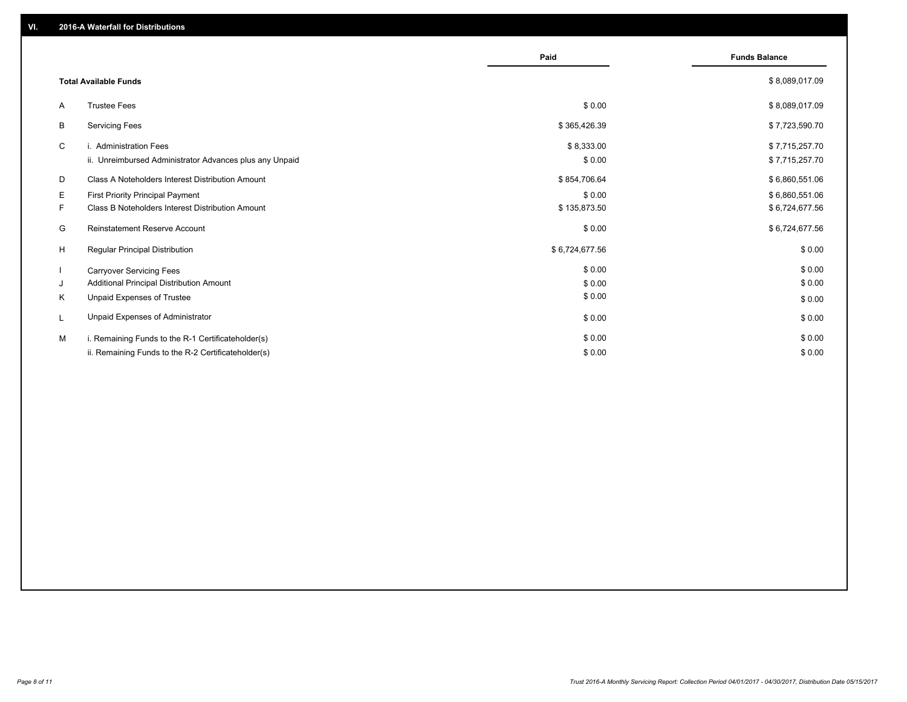## VI. 2016-A Waterfall for Distributions

| | | Paid | Funds Balance |
|---|---|---|---|
| | **Total Available Funds** | | $ 8,089,017.09 |
| A | Trustee Fees | $ 0.00 | $ 8,089,017.09 |
| B | Servicing Fees | $ 365,426.39 | $ 7,723,590.70 |
| C | i. Administration Fees | $ 8,333.00 | $ 7,715,257.70 |
| | ii. Unreimbursed Administrator Advances plus any Unpaid | $ 0.00 | $ 7,715,257.70 |
| D | Class A Noteholders Interest Distribution Amount | $ 854,706.64 | $ 6,860,551.06 |
| E | First Priority Principal Payment | $ 0.00 | $ 6,860,551.06 |
| F | Class B Noteholders Interest Distribution Amount | $ 135,873.50 | $ 6,724,677.56 |
| G | Reinstatement Reserve Account | $ 0.00 | $ 6,724,677.56 |
| H | Regular Principal Distribution | $ 6,724,677.56 | $ 0.00 |
| I | Carryover Servicing Fees | $ 0.00 | $ 0.00 |
| J | Additional Principal Distribution Amount | $ 0.00 | $ 0.00 |
| K | Unpaid Expenses of Trustee | $ 0.00 | $ 0.00 |
| L | Unpaid Expenses of Administrator | $ 0.00 | $ 0.00 |
| M | i. Remaining Funds to the R-1 Certificateholder(s) | $ 0.00 | $ 0.00 |
| | ii. Remaining Funds to the R-2 Certificateholder(s) | $ 0.00 | $ 0.00 |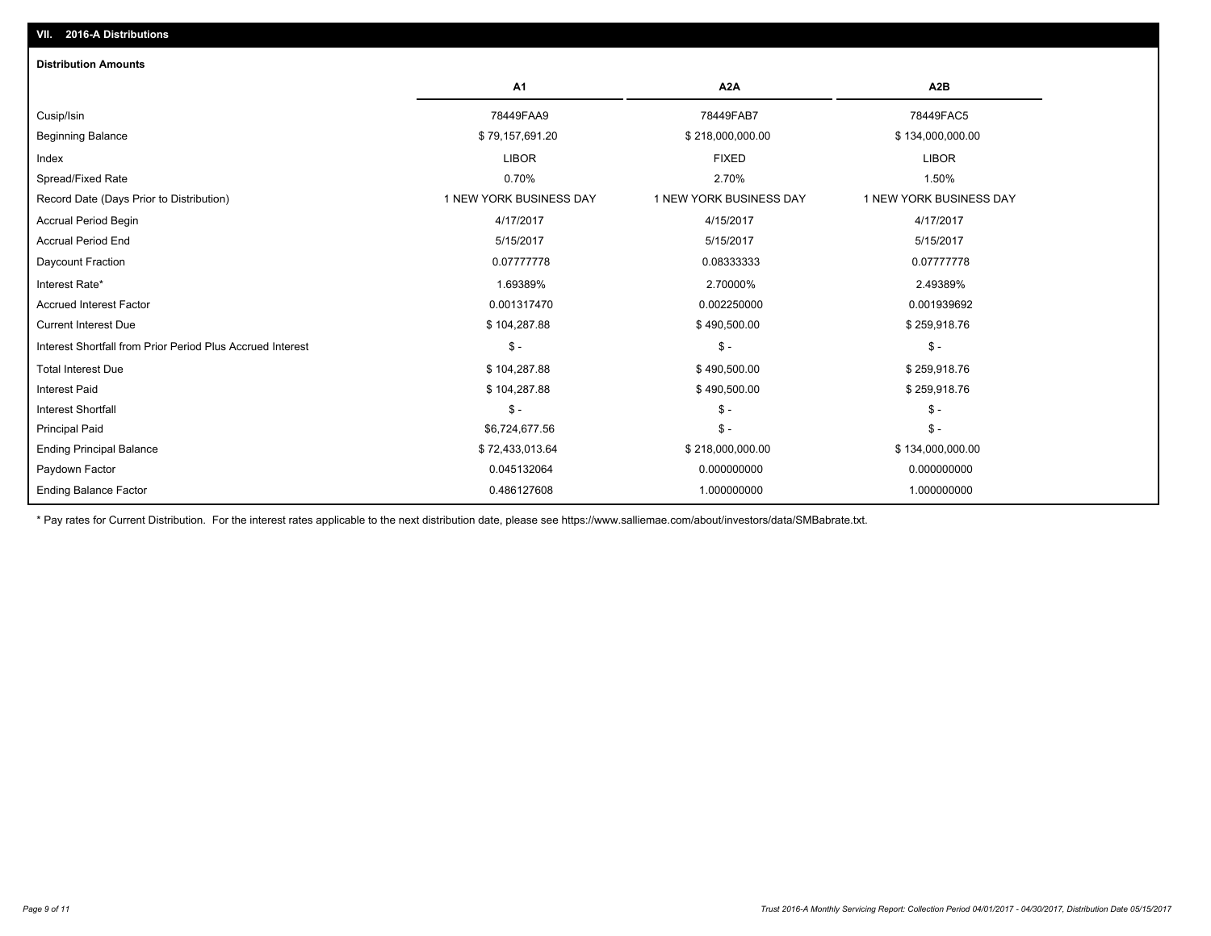## VII. 2016-A Distributions

### Distribution Amounts

| | A1 | A2A | A2B |
|---|---|---|---|
| Cusip/Isin | 78449FAA9 | 78449FAB7 | 78449FAC5 |
| Beginning Balance | $ 79,157,691.20 | $ 218,000,000.00 | $ 134,000,000.00 |
| Index | LIBOR | FIXED | LIBOR |
| Spread/Fixed Rate | 0.70% | 2.70% | 1.50% |
| Record Date (Days Prior to Distribution) | 1 NEW YORK BUSINESS DAY | 1 NEW YORK BUSINESS DAY | 1 NEW YORK BUSINESS DAY |
| Accrual Period Begin | 4/17/2017 | 4/15/2017 | 4/17/2017 |
| Accrual Period End | 5/15/2017 | 5/15/2017 | 5/15/2017 |
| Daycount Fraction | 0.07777778 | 0.08333333 | 0.07777778 |
| Interest Rate* | 1.69389% | 2.70000% | 2.49389% |
| Accrued Interest Factor | 0.001317470 | 0.002250000 | 0.001939692 |
| Current Interest Due | $ 104,287.88 | $ 490,500.00 | $ 259,918.76 |
| Interest Shortfall from Prior Period Plus Accrued Interest | $ - | $ - | $ - |
| Total Interest Due | $ 104,287.88 | $ 490,500.00 | $ 259,918.76 |
| Interest Paid | $ 104,287.88 | $ 490,500.00 | $ 259,918.76 |
| Interest Shortfall | $ - | $ - | $ - |
| Principal Paid | $6,724,677.56 | $ - | $ - |
| Ending Principal Balance | $ 72,433,013.64 | $ 218,000,000.00 | $ 134,000,000.00 |
| Paydown Factor | 0.045132064 | 0.000000000 | 0.000000000 |
| Ending Balance Factor | 0.486127608 | 1.000000000 | 1.000000000 |

* Pay rates for Current Distribution. For the interest rates applicable to the next distribution date, please see https://www.salliemae.com/about/investors/data/SMBabrate.txt.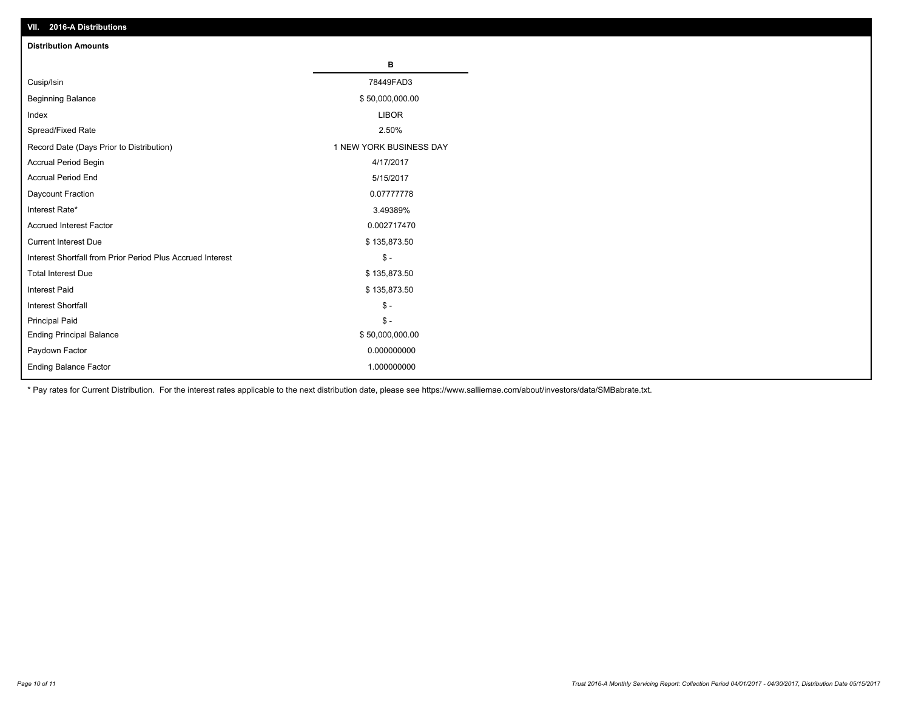## VII. 2016-A Distributions

### Distribution Amounts

| | B |
|---|---|
| Cusip/Isin | 78449FAD3 |
| Beginning Balance | $ 50,000,000.00 |
| Index | LIBOR |
| Spread/Fixed Rate | 2.50% |
| Record Date (Days Prior to Distribution) | 1 NEW YORK BUSINESS DAY |
| Accrual Period Begin | 4/17/2017 |
| Accrual Period End | 5/15/2017 |
| Daycount Fraction | 0.07777778 |
| Interest Rate* | 3.49389% |
| Accrued Interest Factor | 0.002717470 |
| Current Interest Due | $ 135,873.50 |
| Interest Shortfall from Prior Period Plus Accrued Interest | $ - |
| Total Interest Due | $ 135,873.50 |
| Interest Paid | $ 135,873.50 |
| Interest Shortfall | $ - |
| Principal Paid | $ - |
| Ending Principal Balance | $ 50,000,000.00 |
| Paydown Factor | 0.000000000 |
| Ending Balance Factor | 1.000000000 |

* Pay rates for Current Distribution. For the interest rates applicable to the next distribution date, please see https://www.salliemae.com/about/investors/data/SMBabrate.txt.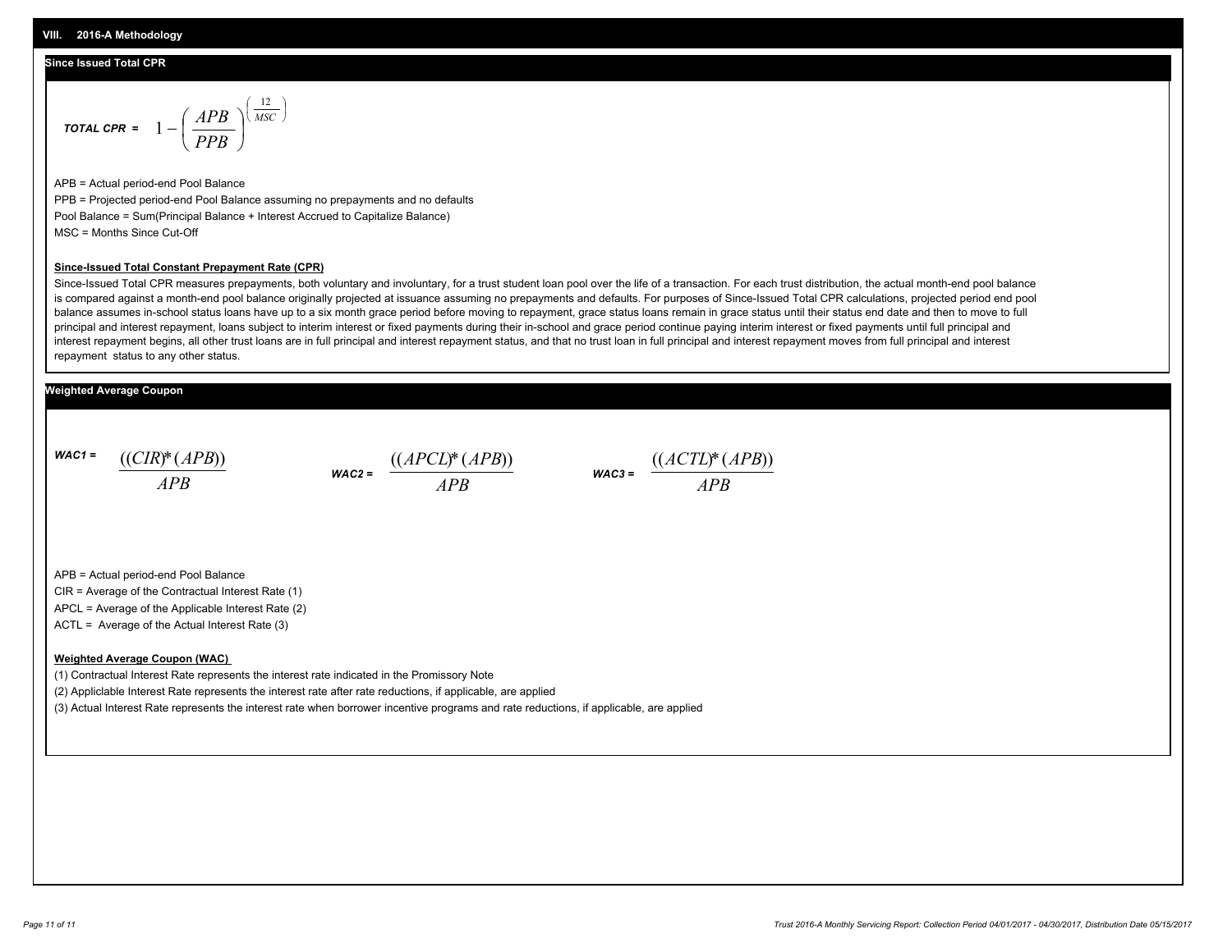# VIII. 2016-A Methodology

## Since Issued Total CPR

$$\textbf{TOTAL CPR} = 1 - \left(\frac{APB}{PPB}\right)^{\left(\frac{12}{MSC}\right)}$$

APB = Actual period-end Pool Balance

PPB = Projected period-end Pool Balance assuming no prepayments and no defaults

Pool Balance = Sum(Principal Balance + Interest Accrued to Capitalize Balance)

MSC = Months Since Cut-Off

**Since-Issued Total Constant Prepayment Rate (CPR)**

Since-Issued Total CPR measures prepayments, both voluntary and involuntary, for a trust student loan pool over the life of a transaction. For each trust distribution, the actual month-end pool balance is compared against a month-end pool balance originally projected at issuance assuming no prepayments and defaults. For purposes of Since-Issued Total CPR calculations, projected period end pool balance assumes in-school status loans have up to a six month grace period before moving to repayment, grace status loans remain in grace status until their status end date and then to move to full principal and interest repayment, loans subject to interim interest or fixed payments during their in-school and grace period continue paying interim interest or fixed payments until full principal and interest repayment begins, all other trust loans are in full principal and interest repayment status, and that no trust loan in full principal and interest repayment moves from full principal and interest repayment status to any other status.

## Weighted Average Coupon

$$\textbf{WAC1} = \frac{((CIR)*(APB))}{APB} \qquad \textbf{WAC2} = \frac{((APCL)*(APB))}{APB} \qquad \textbf{WAC3} = \frac{((ACTL)*(APB))}{APB}$$

APB = Actual period-end Pool Balance

CIR = Average of the Contractual Interest Rate (1)

APCL = Average of the Applicable Interest Rate (2)

ACTL = Average of the Actual Interest Rate (3)

**Weighted Average Coupon (WAC)**

(1) Contractual Interest Rate represents the interest rate indicated in the Promissory Note

(2) Appliclable Interest Rate represents the interest rate after rate reductions, if applicable, are applied

(3) Actual Interest Rate represents the interest rate when borrower incentive programs and rate reductions, if applicable, are applied